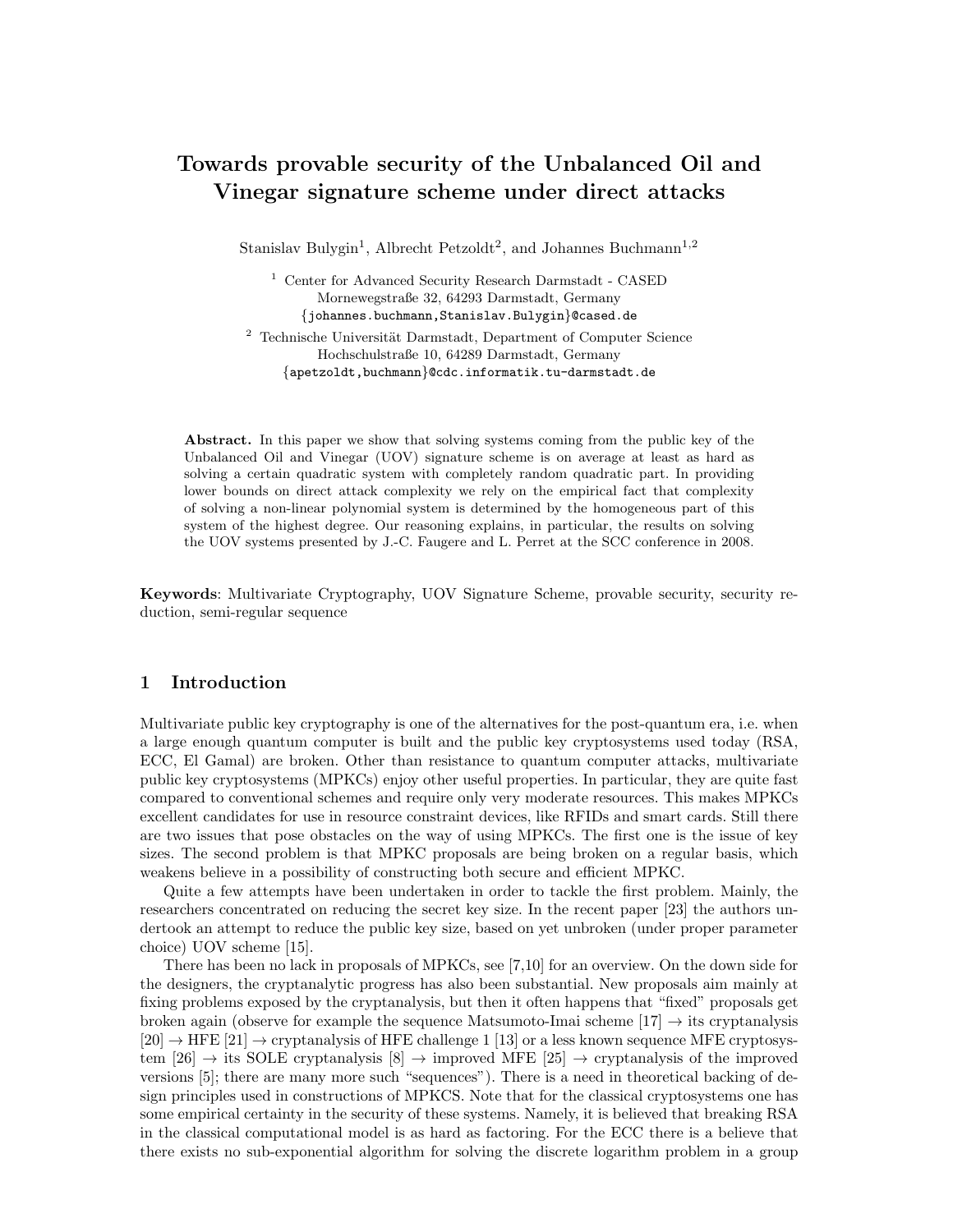# Towards provable security of the Unbalanced Oil and Vinegar signature scheme under direct attacks

Stanislav Bulygin[1], Albrecht Petzoldt[2], and Johannes Buchmann[1,2]

[1] Center for Advanced Security Research Darmstadt - CASED
Mornewegstraße 32, 64293 Darmstadt, Germany
{johannes.buchmann,Stanislav.Bulygin}@cased.de

[2] Technische Universität Darmstadt, Department of Computer Science
Hochschulstraße 10, 64289 Darmstadt, Germany
{apetzoldt,buchmann}@cdc.informatik.tu-darmstadt.de

**Abstract.** In this paper we show that solving systems coming from the public key of the Unbalanced Oil and Vinegar (UOV) signature scheme is on average at least as hard as solving a certain quadratic system with completely random quadratic part. In providing lower bounds on direct attack complexity we rely on the empirical fact that complexity of solving a non-linear polynomial system is determined by the homogeneous part of this system of the highest degree. Our reasoning explains, in particular, the results on solving the UOV systems presented by J.-C. Faugere and L. Perret at the SCC conference in 2008.

**Keywords**: Multivariate Cryptography, UOV Signature Scheme, provable security, security reduction, semi-regular sequence

## 1 Introduction

Multivariate public key cryptography is one of the alternatives for the post-quantum era, i.e. when a large enough quantum computer is built and the public key cryptosystems used today (RSA, ECC, El Gamal) are broken. Other than resistance to quantum computer attacks, multivariate public key cryptosystems (MPKCs) enjoy other useful properties. In particular, they are quite fast compared to conventional schemes and require only very moderate resources. This makes MPKCs excellent candidates for use in resource constraint devices, like RFIDs and smart cards. Still there are two issues that pose obstacles on the way of using MPKCs. The first one is the issue of key sizes. The second problem is that MPKC proposals are being broken on a regular basis, which weakens believe in a possibility of constructing both secure and efficient MPKC.

Quite a few attempts have been undertaken in order to tackle the first problem. Mainly, the researchers concentrated on reducing the secret key size. In the recent paper [23] the authors undertook an attempt to reduce the public key size, based on yet unbroken (under proper parameter choice) UOV scheme [15].

There has been no lack in proposals of MPKCs, see [7,10] for an overview. On the down side for the designers, the cryptanalytic progress has also been substantial. New proposals aim mainly at fixing problems exposed by the cryptanalysis, but then it often happens that "fixed" proposals get broken again (observe for example the sequence Matsumoto-Imai scheme [17] → its cryptanalysis [20] → HFE [21] → cryptanalysis of HFE challenge 1 [13] or a less known sequence MFE cryptosystem [26] → its SOLE cryptanalysis [8] → improved MFE [25] → cryptanalysis of the improved versions [5]; there are many more such "sequences"). There is a need in theoretical backing of design principles used in constructions of MPKCS. Note that for the classical cryptosystems one has some empirical certainty in the security of these systems. Namely, it is believed that breaking RSA in the classical computational model is as hard as factoring. For the ECC there is a believe that there exists no sub-exponential algorithm for solving the discrete logarithm problem in a group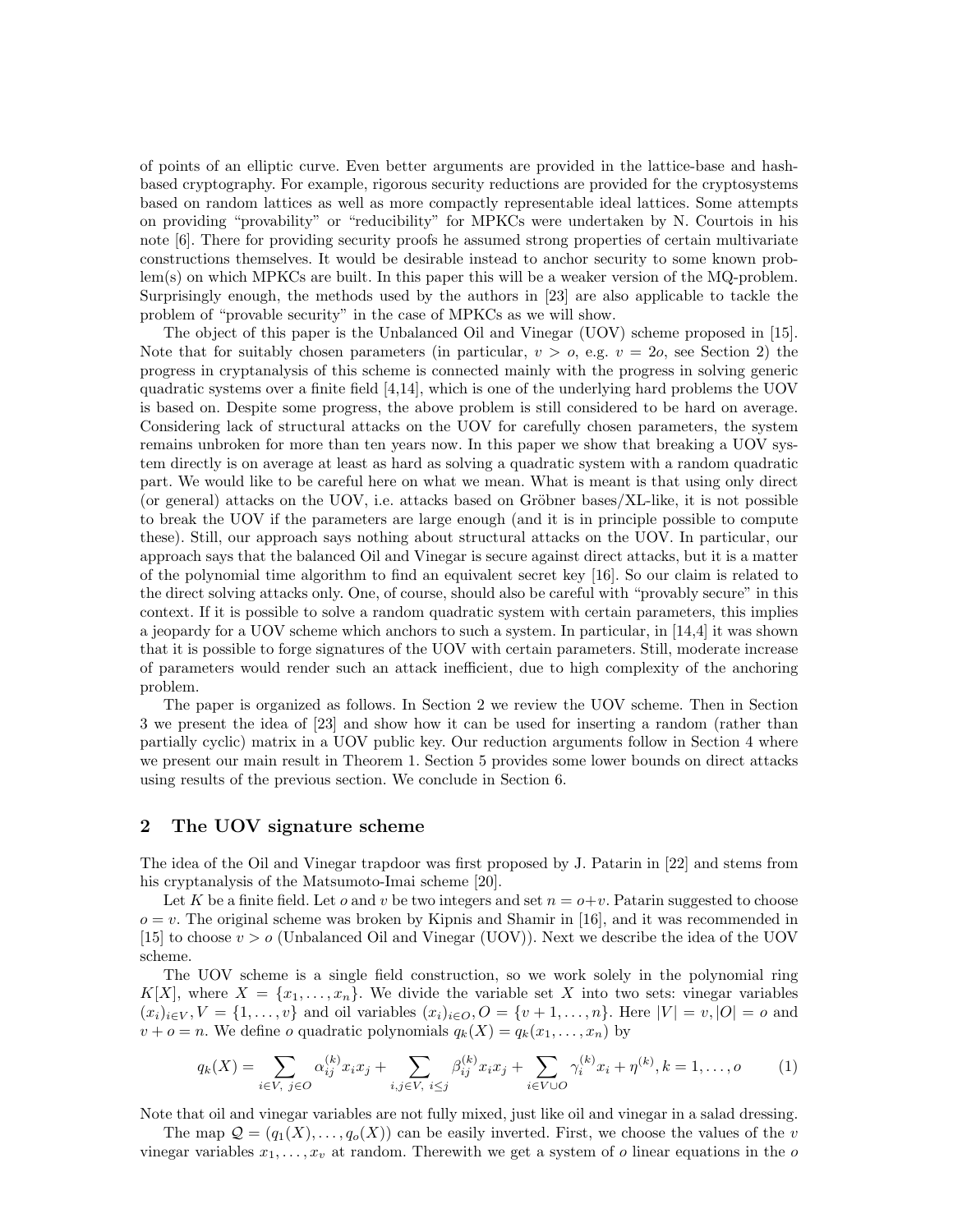of points of an elliptic curve. Even better arguments are provided in the lattice-base and hash-based cryptography. For example, rigorous security reductions are provided for the cryptosystems based on random lattices as well as more compactly representable ideal lattices. Some attempts on providing "provability" or "reducibility" for MPKCs were undertaken by N. Courtois in his note [6]. There for providing security proofs he assumed strong properties of certain multivariate constructions themselves. It would be desirable instead to anchor security to some known problem(s) on which MPKCs are built. In this paper this will be a weaker version of the MQ-problem. Surprisingly enough, the methods used by the authors in [23] are also applicable to tackle the problem of "provable security" in the case of MPKCs as we will show.

The object of this paper is the Unbalanced Oil and Vinegar (UOV) scheme proposed in [15]. Note that for suitably chosen parameters (in particular, $v > o$, e.g. $v = 2o$, see Section 2) the progress in cryptanalysis of this scheme is connected mainly with the progress in solving generic quadratic systems over a finite field [4,14], which is one of the underlying hard problems the UOV is based on. Despite some progress, the above problem is still considered to be hard on average. Considering lack of structural attacks on the UOV for carefully chosen parameters, the system remains unbroken for more than ten years now. In this paper we show that breaking a UOV system directly is on average at least as hard as solving a quadratic system with a random quadratic part. We would like to be careful here on what we mean. What is meant is that using only direct (or general) attacks on the UOV, i.e. attacks based on Gröbner bases/XL-like, it is not possible to break the UOV if the parameters are large enough (and it is in principle possible to compute these). Still, our approach says nothing about structural attacks on the UOV. In particular, our approach says that the balanced Oil and Vinegar is secure against direct attacks, but it is a matter of the polynomial time algorithm to find an equivalent secret key [16]. So our claim is related to the direct solving attacks only. One, of course, should also be careful with "provably secure" in this context. If it is possible to solve a random quadratic system with certain parameters, this implies a jeopardy for a UOV scheme which anchors to such a system. In particular, in [14,4] it was shown that it is possible to forge signatures of the UOV with certain parameters. Still, moderate increase of parameters would render such an attack inefficient, due to high complexity of the anchoring problem.

The paper is organized as follows. In Section 2 we review the UOV scheme. Then in Section 3 we present the idea of [23] and show how it can be used for inserting a random (rather than partially cyclic) matrix in a UOV public key. Our reduction arguments follow in Section 4 where we present our main result in Theorem 1. Section 5 provides some lower bounds on direct attacks using results of the previous section. We conclude in Section 6.

## 2 The UOV signature scheme

The idea of the Oil and Vinegar trapdoor was first proposed by J. Patarin in [22] and stems from his cryptanalysis of the Matsumoto-Imai scheme [20].

Let $K$ be a finite field. Let $o$ and $v$ be two integers and set $n = o+v$. Patarin suggested to choose $o = v$. The original scheme was broken by Kipnis and Shamir in [16], and it was recommended in [15] to choose $v > o$ (Unbalanced Oil and Vinegar (UOV)). Next we describe the idea of the UOV scheme.

The UOV scheme is a single field construction, so we work solely in the polynomial ring $K[X]$, where $X = \{x_1, \ldots, x_n\}$. We divide the variable set $X$ into two sets: vinegar variables $(x_i)_{i \in V}, V = \{1, \ldots, v\}$ and oil variables $(x_i)_{i \in O}, O = \{v+1, \ldots, n\}$. Here $|V| = v, |O| = o$ and $v + o = n$. We define $o$ quadratic polynomials $q_k(X) = q_k(x_1, \ldots, x_n)$ by

$$q_k(X) = \sum_{i \in V,\ j \in O} \alpha_{ij}^{(k)} x_i x_j + \sum_{i,j \in V,\ i \leq j} \beta_{ij}^{(k)} x_i x_j + \sum_{i \in V \cup O} \gamma_i^{(k)} x_i + \eta^{(k)}, k = 1, \ldots, o \tag{1}$$

Note that oil and vinegar variables are not fully mixed, just like oil and vinegar in a salad dressing.

The map $\mathcal{Q} = (q_1(X), \ldots, q_o(X))$ can be easily inverted. First, we choose the values of the $v$ vinegar variables $x_1, \ldots, x_v$ at random. Therewith we get a system of $o$ linear equations in the $o$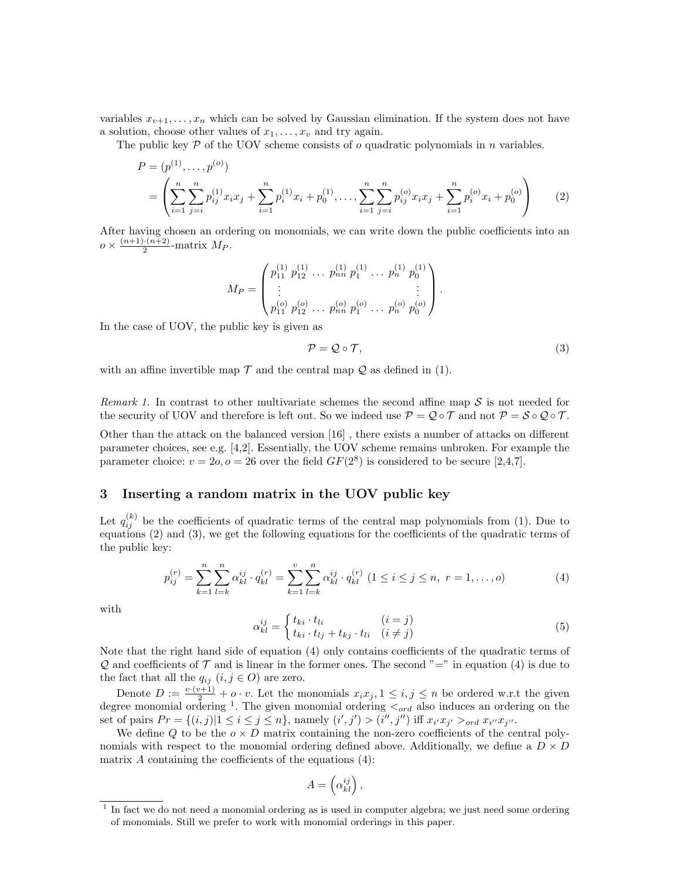variables $x_{v+1}, \ldots, x_n$ which can be solved by Gaussian elimination. If the system does not have a solution, choose other values of $x_1, \ldots, x_v$ and try again.

The public key $\mathcal{P}$ of the UOV scheme consists of $o$ quadratic polynomials in $n$ variables.

$$
\begin{aligned}
P &= (p^{(1)}, \ldots, p^{(o)}) \\
&= \left( \sum_{i=1}^{n} \sum_{j=i}^{n} p_{ij}^{(1)} x_i x_j + \sum_{i=1}^{n} p_i^{(1)} x_i + p_0^{(1)}, \ldots, \sum_{i=1}^{n} \sum_{j=i}^{n} p_{ij}^{(o)} x_i x_j + \sum_{i=1}^{n} p_i^{(o)} x_i + p_0^{(o)} \right)
\end{aligned} \tag{2}
$$

After having chosen an ordering on monomials, we can write down the public coefficients into an $o \times \frac{(n+1)\cdot(n+2)}{2}$-matrix $M_P$.

$$
M_P = \begin{pmatrix} p_{11}^{(1)} \; p_{12}^{(1)} \; \ldots \; p_{nn}^{(1)} \; p_1^{(1)} \; \ldots \; p_n^{(1)} \; p_0^{(1)} \\ \vdots \qquad\qquad\qquad\qquad\qquad\qquad \vdots \\ p_{11}^{(o)} \; p_{12}^{(o)} \; \ldots \; p_{nn}^{(o)} \; p_1^{(o)} \; \ldots \; p_n^{(o)} \; p_0^{(o)} \end{pmatrix}.
$$

In the case of UOV, the public key is given as

$$
\mathcal{P} = \mathcal{Q} \circ \mathcal{T}, \tag{3}
$$

with an affine invertible map $\mathcal{T}$ and the central map $\mathcal{Q}$ as defined in (1).

*Remark 1.* In contrast to other multivariate schemes the second affine map $\mathcal{S}$ is not needed for the security of UOV and therefore is left out. So we indeed use $\mathcal{P} = \mathcal{Q} \circ \mathcal{T}$ and not $\mathcal{P} = \mathcal{S} \circ \mathcal{Q} \circ \mathcal{T}$.

Other than the attack on the balanced version [16] , there exists a number of attacks on different parameter choices, see e.g. [4,2]. Essentially, the UOV scheme remains unbroken. For example the parameter choice: $v = 2o, o = 26$ over the field $GF(2^8)$ is considered to be secure [2,4,7].

## 3 Inserting a random matrix in the UOV public key

Let $q_{ij}^{(k)}$ be the coefficients of quadratic terms of the central map polynomials from (1). Due to equations (2) and (3), we get the following equations for the coefficients of the quadratic terms of the public key:

$$
p_{ij}^{(r)} = \sum_{k=1}^{n} \sum_{l=k}^{n} \alpha_{kl}^{ij} \cdot q_{kl}^{(r)} = \sum_{k=1}^{v} \sum_{l=k}^{n} \alpha_{kl}^{ij} \cdot q_{kl}^{(r)} \;\; (1 \leq i \leq j \leq n, \; r = 1, \ldots, o) \tag{4}
$$

with

$$
\alpha_{kl}^{ij} = \begin{cases} t_{ki} \cdot t_{li} & (i = j) \\ t_{ki} \cdot t_{lj} + t_{kj} \cdot t_{li} & (i \neq j) \end{cases} \tag{5}
$$

Note that the right hand side of equation (4) only contains coefficients of the quadratic terms of $\mathcal{Q}$ and coefficients of $\mathcal{T}$ and is linear in the former ones. The second "=" in equation (4) is due to the fact that all the $q_{ij}$ $(i, j \in O)$ are zero.

Denote $D := \frac{v\cdot(v+1)}{2} + o \cdot v$. Let the monomials $x_i x_j, 1 \leq i, j \leq n$ be ordered w.r.t the given degree monomial ordering [1]. The given monomial ordering $<_{ord}$ also induces an ordering on the set of pairs $Pr = \{(i, j) | 1 \leq i \leq j \leq n\}$, namely $(i', j') > (i'', j'')$ iff $x_{i'} x_{j'} >_{ord} x_{i''} x_{j''}$.

We define $Q$ to be the $o \times D$ matrix containing the non-zero coefficients of the central polynomials with respect to the monomial ordering defined above. Additionally, we define a $D \times D$ matrix $A$ containing the coefficients of the equations (4):

$$
A = \left( \alpha_{kl}^{ij} \right),
$$

[1] In fact we do not need a monomial ordering as is used in computer algebra; we just need some ordering of monomials. Still we prefer to work with monomial orderings in this paper.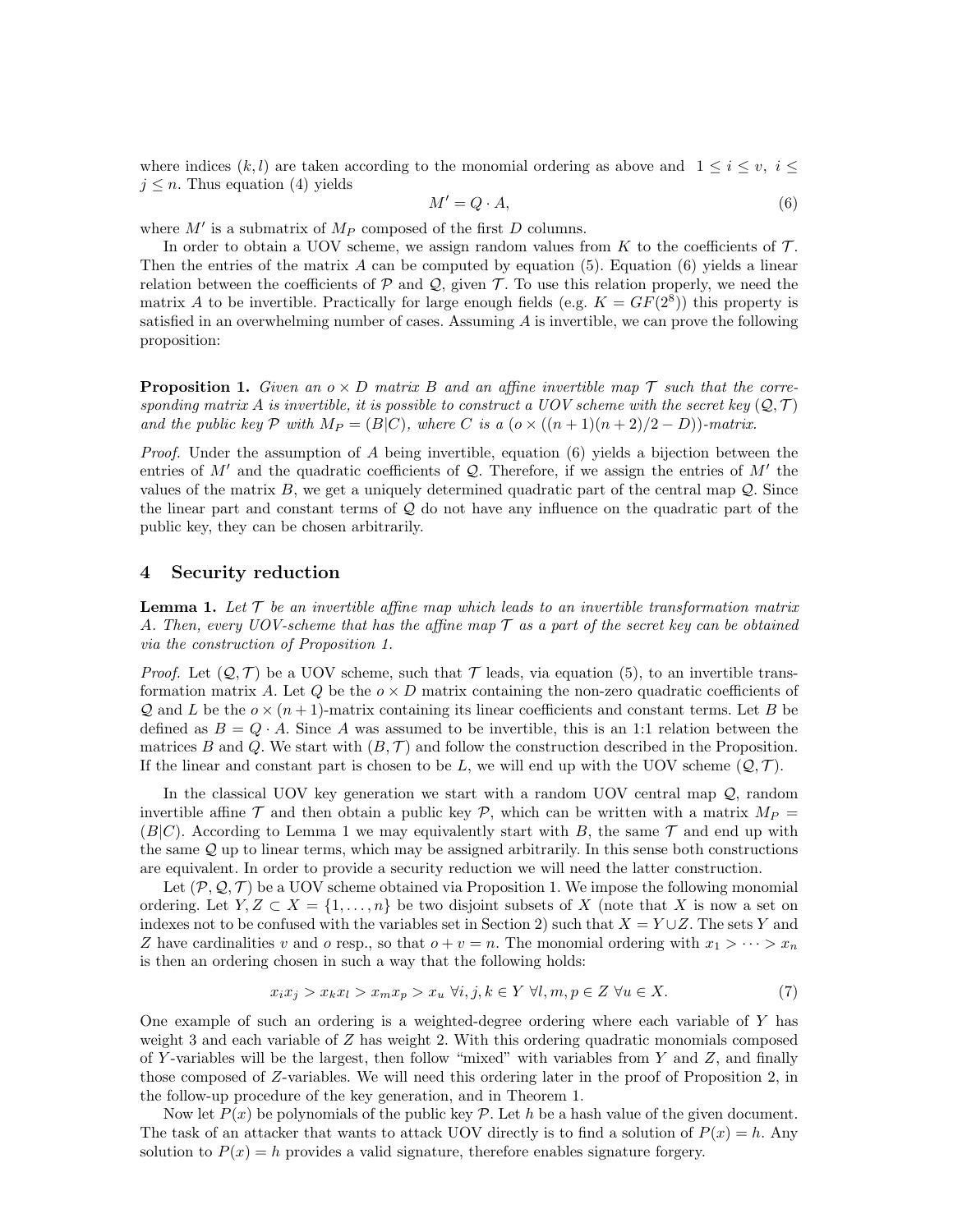where indices $(k,l)$ are taken according to the monomial ordering as above and $1 \leq i \leq v,\ i \leq j \leq n$. Thus equation (4) yields

$$M' = Q \cdot A, \tag{6}$$

where $M'$ is a submatrix of $M_P$ composed of the first $D$ columns.

In order to obtain a UOV scheme, we assign random values from $K$ to the coefficients of $\mathcal{T}$. Then the entries of the matrix $A$ can be computed by equation (5). Equation (6) yields a linear relation between the coefficients of $\mathcal{P}$ and $\mathcal{Q}$, given $\mathcal{T}$. To use this relation properly, we need the matrix $A$ to be invertible. Practically for large enough fields (e.g. $K = GF(2^8)$) this property is satisfied in an overwhelming number of cases. Assuming $A$ is invertible, we can prove the following proposition:

**Proposition 1.** *Given an $o \times D$ matrix $B$ and an affine invertible map $\mathcal{T}$ such that the corresponding matrix $A$ is invertible, it is possible to construct a UOV scheme with the secret key $(\mathcal{Q}, \mathcal{T})$ and the public key $\mathcal{P}$ with $M_P = (B|C)$, where $C$ is a $(o \times ((n+1)(n+2)/2 - D))$-matrix.*

*Proof.* Under the assumption of $A$ being invertible, equation (6) yields a bijection between the entries of $M'$ and the quadratic coefficients of $\mathcal{Q}$. Therefore, if we assign the entries of $M'$ the values of the matrix $B$, we get a uniquely determined quadratic part of the central map $\mathcal{Q}$. Since the linear part and constant terms of $\mathcal{Q}$ do not have any influence on the quadratic part of the public key, they can be chosen arbitrarily.

## 4 Security reduction

**Lemma 1.** *Let $\mathcal{T}$ be an invertible affine map which leads to an invertible transformation matrix $A$. Then, every UOV-scheme that has the affine map $\mathcal{T}$ as a part of the secret key can be obtained via the construction of Proposition 1.*

*Proof.* Let $(\mathcal{Q}, \mathcal{T})$ be a UOV scheme, such that $\mathcal{T}$ leads, via equation (5), to an invertible transformation matrix $A$. Let $Q$ be the $o \times D$ matrix containing the non-zero quadratic coefficients of $\mathcal{Q}$ and $L$ be the $o \times (n+1)$-matrix containing its linear coefficients and constant terms. Let $B$ be defined as $B = Q \cdot A$. Since $A$ was assumed to be invertible, this is an 1:1 relation between the matrices $B$ and $Q$. We start with $(B, \mathcal{T})$ and follow the construction described in the Proposition. If the linear and constant part is chosen to be $L$, we will end up with the UOV scheme $(\mathcal{Q}, \mathcal{T})$.

In the classical UOV key generation we start with a random UOV central map $\mathcal{Q}$, random invertible affine $\mathcal{T}$ and then obtain a public key $\mathcal{P}$, which can be written with a matrix $M_P = (B|C)$. According to Lemma 1 we may equivalently start with $B$, the same $\mathcal{T}$ and end up with the same $\mathcal{Q}$ up to linear terms, which may be assigned arbitrarily. In this sense both constructions are equivalent. In order to provide a security reduction we will need the latter construction.

Let $(\mathcal{P}, \mathcal{Q}, \mathcal{T})$ be a UOV scheme obtained via Proposition 1. We impose the following monomial ordering. Let $Y, Z \subset X = \{1, \dots, n\}$ be two disjoint subsets of $X$ (note that $X$ is now a set on indexes not to be confused with the variables set in Section 2) such that $X = Y \cup Z$. The sets $Y$ and $Z$ have cardinalities $v$ and $o$ resp., so that $o + v = n$. The monomial ordering with $x_1 > \dots > x_n$ is then an ordering chosen in such a way that the following holds:

$$x_i x_j > x_k x_l > x_m x_p > x_u \ \forall i, j, k \in Y \ \forall l, m, p \in Z \ \forall u \in X. \tag{7}$$

One example of such an ordering is a weighted-degree ordering where each variable of $Y$ has weight 3 and each variable of $Z$ has weight 2. With this ordering quadratic monomials composed of $Y$-variables will be the largest, then follow "mixed" with variables from $Y$ and $Z$, and finally those composed of $Z$-variables. We will need this ordering later in the proof of Proposition 2, in the follow-up procedure of the key generation, and in Theorem 1.

Now let $P(x)$ be polynomials of the public key $\mathcal{P}$. Let $h$ be a hash value of the given document. The task of an attacker that wants to attack UOV directly is to find a solution of $P(x) = h$. Any solution to $P(x) = h$ provides a valid signature, therefore enables signature forgery.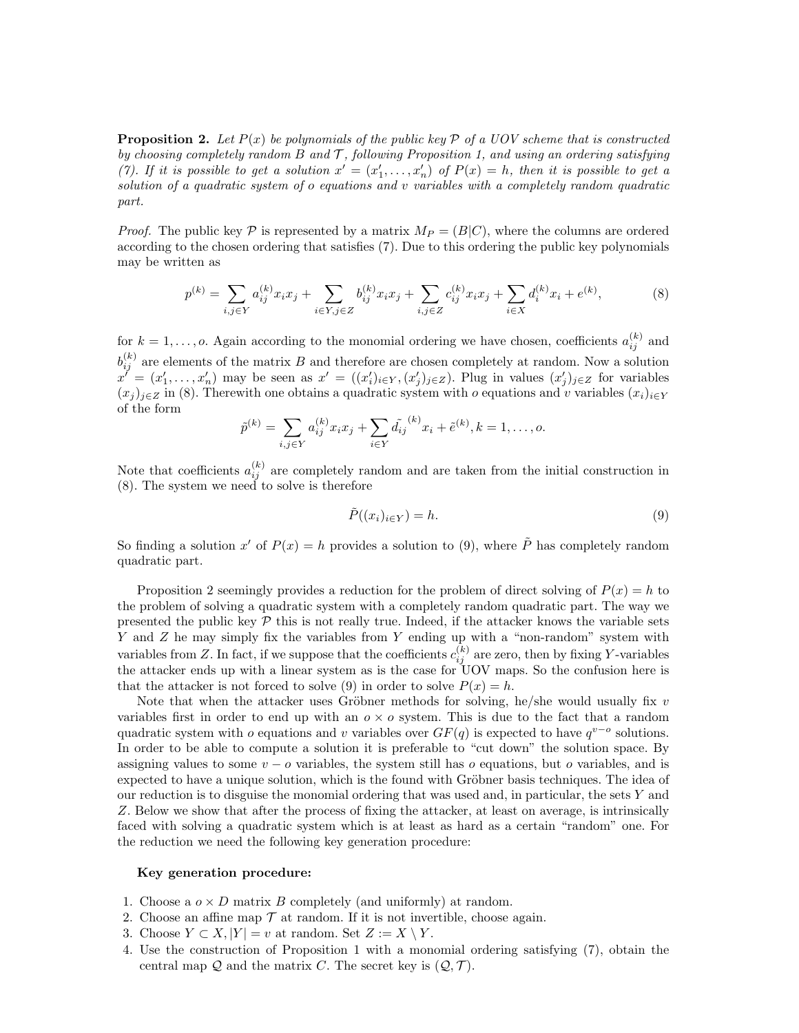**Proposition 2.** *Let $P(x)$ be polynomials of the public key $\mathcal{P}$ of a UOV scheme that is constructed by choosing completely random $B$ and $\mathcal{T}$, following Proposition 1, and using an ordering satisfying (7). If it is possible to get a solution $x' = (x'_1, \ldots, x'_n)$ of $P(x) = h$, then it is possible to get a solution of a quadratic system of $o$ equations and $v$ variables with a completely random quadratic part.*

*Proof.* The public key $\mathcal{P}$ is represented by a matrix $M_P = (B|C)$, where the columns are ordered according to the chosen ordering that satisfies (7). Due to this ordering the public key polynomials may be written as

$$p^{(k)} = \sum_{i,j \in Y} a_{ij}^{(k)} x_i x_j + \sum_{i \in Y, j \in Z} b_{ij}^{(k)} x_i x_j + \sum_{i,j \in Z} c_{ij}^{(k)} x_i x_j + \sum_{i \in X} d_i^{(k)} x_i + e^{(k)}, \tag{8}$$

for $k = 1, \ldots, o$. Again according to the monomial ordering we have chosen, coefficients $a_{ij}^{(k)}$ and $b_{ij}^{(k)}$ are elements of the matrix $B$ and therefore are chosen completely at random. Now a solution $x' = (x'_1, \ldots, x'_n)$ may be seen as $x' = ((x'_i)_{i \in Y}, (x'_j)_{j \in Z})$. Plug in values $(x'_j)_{j \in Z}$ for variables $(x_j)_{j \in Z}$ in (8). Therewith one obtains a quadratic system with $o$ equations and $v$ variables $(x_i)_{i \in Y}$ of the form

$$\tilde{p}^{(k)} = \sum_{i,j \in Y} a_{ij}^{(k)} x_i x_j + \sum_{i \in Y} \tilde{d_{ij}}^{(k)} x_i + \tilde{e}^{(k)}, k = 1, \ldots, o.$$

Note that coefficients $a_{ij}^{(k)}$ are completely random and are taken from the initial construction in (8). The system we need to solve is therefore

$$\tilde{P}((x_i)_{i \in Y}) = h. \tag{9}$$

So finding a solution $x'$ of $P(x) = h$ provides a solution to (9), where $\tilde{P}$ has completely random quadratic part.

Proposition 2 seemingly provides a reduction for the problem of direct solving of $P(x) = h$ to the problem of solving a quadratic system with a completely random quadratic part. The way we presented the public key $\mathcal{P}$ this is not really true. Indeed, if the attacker knows the variable sets $Y$ and $Z$ he may simply fix the variables from $Y$ ending up with a "non-random" system with variables from $Z$. In fact, if we suppose that the coefficients $c_{ij}^{(k)}$ are zero, then by fixing $Y$-variables the attacker ends up with a linear system as is the case for UOV maps. So the confusion here is that the attacker is not forced to solve (9) in order to solve $P(x) = h$.

Note that when the attacker uses Gröbner methods for solving, he/she would usually fix $v$ variables first in order to end up with an $o \times o$ system. This is due to the fact that a random quadratic system with $o$ equations and $v$ variables over $GF(q)$ is expected to have $q^{v-o}$ solutions. In order to be able to compute a solution it is preferable to "cut down" the solution space. By assigning values to some $v - o$ variables, the system still has $o$ equations, but $o$ variables, and is expected to have a unique solution, which is the found with Gröbner basis techniques. The idea of our reduction is to disguise the monomial ordering that was used and, in particular, the sets $Y$ and $Z$. Below we show that after the process of fixing the attacker, at least on average, is intrinsically faced with solving a quadratic system which is at least as hard as a certain "random" one. For the reduction we need the following key generation procedure:

**Key generation procedure:**

1. Choose a $o \times D$ matrix $B$ completely (and uniformly) at random.
2. Choose an affine map $\mathcal{T}$ at random. If it is not invertible, choose again.
3. Choose $Y \subset X, |Y| = v$ at random. Set $Z := X \setminus Y$.
4. Use the construction of Proposition 1 with a monomial ordering satisfying (7), obtain the central map $\mathcal{Q}$ and the matrix $C$. The secret key is $(\mathcal{Q}, \mathcal{T})$.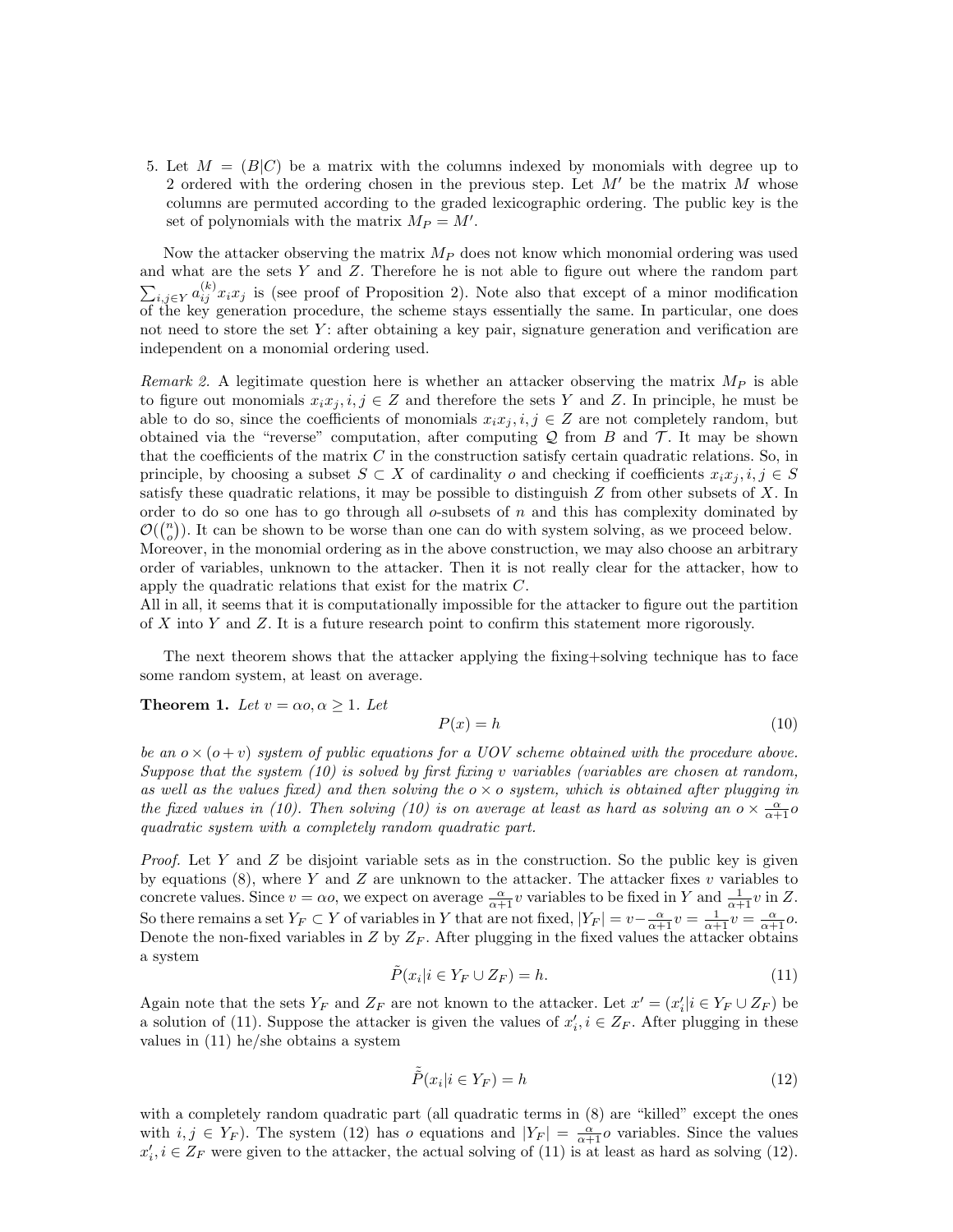5. Let $M = (B|C)$ be a matrix with the columns indexed by monomials with degree up to 2 ordered with the ordering chosen in the previous step. Let $M'$ be the matrix $M$ whose columns are permuted according to the graded lexicographic ordering. The public key is the set of polynomials with the matrix $M_P = M'$.

Now the attacker observing the matrix $M_P$ does not know which monomial ordering was used and what are the sets $Y$ and $Z$. Therefore he is not able to figure out where the random part $\sum_{i,j \in Y} a_{ij}^{(k)} x_i x_j$ is (see proof of Proposition 2). Note also that except of a minor modification of the key generation procedure, the scheme stays essentially the same. In particular, one does not need to store the set $Y$: after obtaining a key pair, signature generation and verification are independent on a monomial ordering used.

*Remark 2.* A legitimate question here is whether an attacker observing the matrix $M_P$ is able to figure out monomials $x_i x_j, i, j \in Z$ and therefore the sets $Y$ and $Z$. In principle, he must be able to do so, since the coefficients of monomials $x_i x_j, i, j \in Z$ are not completely random, but obtained via the "reverse" computation, after computing $\mathcal{Q}$ from $B$ and $\mathcal{T}$. It may be shown that the coefficients of the matrix $C$ in the construction satisfy certain quadratic relations. So, in principle, by choosing a subset $S \subset X$ of cardinality $o$ and checking if coefficients $x_i x_j, i, j \in S$ satisfy these quadratic relations, it may be possible to distinguish $Z$ from other subsets of $X$. In order to do so one has to go through all $o$-subsets of $n$ and this has complexity dominated by $\mathcal{O}(\binom{n}{o})$. It can be shown to be worse than one can do with system solving, as we proceed below. Moreover, in the monomial ordering as in the above construction, we may also choose an arbitrary order of variables, unknown to the attacker. Then it is not really clear for the attacker, how to apply the quadratic relations that exist for the matrix $C$.
All in all, it seems that it is computationally impossible for the attacker to figure out the partition of $X$ into $Y$ and $Z$. It is a future research point to confirm this statement more rigorously.

The next theorem shows that the attacker applying the fixing+solving technique has to face some random system, at least on average.

**Theorem 1.** *Let $v = \alpha o, \alpha \geq 1$. Let*

$$P(x) = h \tag{10}$$

*be an $o \times (o + v)$ system of public equations for a UOV scheme obtained with the procedure above. Suppose that the system (10) is solved by first fixing $v$ variables (variables are chosen at random, as well as the values fixed) and then solving the $o \times o$ system, which is obtained after plugging in the fixed values in (10). Then solving (10) is on average at least as hard as solving an $o \times \frac{\alpha}{\alpha+1} o$ quadratic system with a completely random quadratic part.*

*Proof.* Let $Y$ and $Z$ be disjoint variable sets as in the construction. So the public key is given by equations (8), where $Y$ and $Z$ are unknown to the attacker. The attacker fixes $v$ variables to concrete values. Since $v = \alpha o$, we expect on average $\frac{\alpha}{\alpha+1} v$ variables to be fixed in $Y$ and $\frac{1}{\alpha+1} v$ in $Z$. So there remains a set $Y_F \subset Y$ of variables in $Y$ that are not fixed, $|Y_F| = v - \frac{\alpha}{\alpha+1} v = \frac{1}{\alpha+1} v = \frac{\alpha}{\alpha+1} o$. Denote the non-fixed variables in $Z$ by $Z_F$. After plugging in the fixed values the attacker obtains a system

$$\tilde{P}(x_i | i \in Y_F \cup Z_F) = h. \tag{11}$$

Again note that the sets $Y_F$ and $Z_F$ are not known to the attacker. Let $x' = (x'_i | i \in Y_F \cup Z_F)$ be a solution of (11). Suppose the attacker is given the values of $x'_i, i \in Z_F$. After plugging in these values in (11) he/she obtains a system

$$\tilde{\tilde{P}}(x_i | i \in Y_F) = h \tag{12}$$

with a completely random quadratic part (all quadratic terms in (8) are "killed" except the ones with $i, j \in Y_F$). The system (12) has $o$ equations and $|Y_F| = \frac{\alpha}{\alpha+1} o$ variables. Since the values $x'_i, i \in Z_F$ were given to the attacker, the actual solving of (11) is at least as hard as solving (12).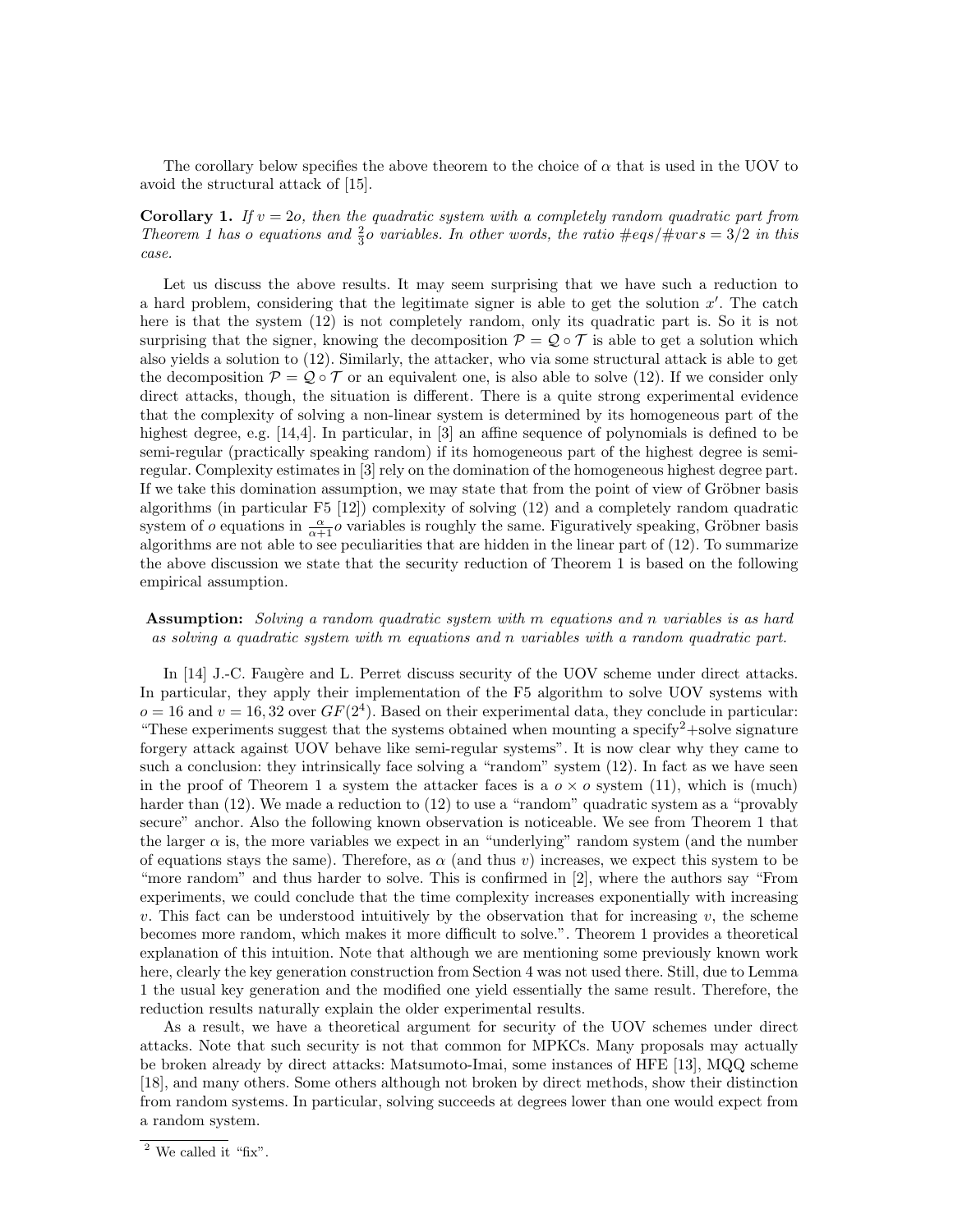The corollary below specifies the above theorem to the choice of $\alpha$ that is used in the UOV to avoid the structural attack of [15].

**Corollary 1.** *If $v = 2o$, then the quadratic system with a completely random quadratic part from Theorem 1 has $o$ equations and $\frac{2}{3}o$ variables. In other words, the ratio $\#eqs/\#vars = 3/2$ in this case.*

Let us discuss the above results. It may seem surprising that we have such a reduction to a hard problem, considering that the legitimate signer is able to get the solution $x'$. The catch here is that the system (12) is not completely random, only its quadratic part is. So it is not surprising that the signer, knowing the decomposition $\mathcal{P} = \mathcal{Q} \circ \mathcal{T}$ is able to get a solution which also yields a solution to (12). Similarly, the attacker, who via some structural attack is able to get the decomposition $\mathcal{P} = \mathcal{Q} \circ \mathcal{T}$ or an equivalent one, is also able to solve (12). If we consider only direct attacks, though, the situation is different. There is a quite strong experimental evidence that the complexity of solving a non-linear system is determined by its homogeneous part of the highest degree, e.g. [14,4]. In particular, in [3] an affine sequence of polynomials is defined to be semi-regular (practically speaking random) if its homogeneous part of the highest degree is semi-regular. Complexity estimates in [3] rely on the domination of the homogeneous highest degree part. If we take this domination assumption, we may state that from the point of view of Gröbner basis algorithms (in particular F5 [12]) complexity of solving (12) and a completely random quadratic system of $o$ equations in $\frac{\alpha}{\alpha+1}o$ variables is roughly the same. Figuratively speaking, Gröbner basis algorithms are not able to see peculiarities that are hidden in the linear part of (12). To summarize the above discussion we state that the security reduction of Theorem 1 is based on the following empirical assumption.

**Assumption:** *Solving a random quadratic system with $m$ equations and $n$ variables is as hard as solving a quadratic system with $m$ equations and $n$ variables with a random quadratic part.*

In [14] J.-C. Faugère and L. Perret discuss security of the UOV scheme under direct attacks. In particular, they apply their implementation of the F5 algorithm to solve UOV systems with $o = 16$ and $v = 16, 32$ over $GF(2^4)$. Based on their experimental data, they conclude in particular: "These experiments suggest that the systems obtained when mounting a specify[2]+solve signature forgery attack against UOV behave like semi-regular systems". It is now clear why they came to such a conclusion: they intrinsically face solving a "random" system (12). In fact as we have seen in the proof of Theorem 1 a system the attacker faces is a $o \times o$ system (11), which is (much) harder than (12). We made a reduction to (12) to use a "random" quadratic system as a "provably secure" anchor. Also the following known observation is noticeable. We see from Theorem 1 that the larger $\alpha$ is, the more variables we expect in an "underlying" random system (and the number of equations stays the same). Therefore, as $\alpha$ (and thus $v$) increases, we expect this system to be "more random" and thus harder to solve. This is confirmed in [2], where the authors say "From experiments, we could conclude that the time complexity increases exponentially with increasing $v$. This fact can be understood intuitively by the observation that for increasing $v$, the scheme becomes more random, which makes it more difficult to solve.". Theorem 1 provides a theoretical explanation of this intuition. Note that although we are mentioning some previously known work here, clearly the key generation construction from Section 4 was not used there. Still, due to Lemma 1 the usual key generation and the modified one yield essentially the same result. Therefore, the reduction results naturally explain the older experimental results.

As a result, we have a theoretical argument for security of the UOV schemes under direct attacks. Note that such security is not that common for MPKCs. Many proposals may actually be broken already by direct attacks: Matsumoto-Imai, some instances of HFE [13], MQQ scheme [18], and many others. Some others although not broken by direct methods, show their distinction from random systems. In particular, solving succeeds at degrees lower than one would expect from a random system.

[2] We called it "fix".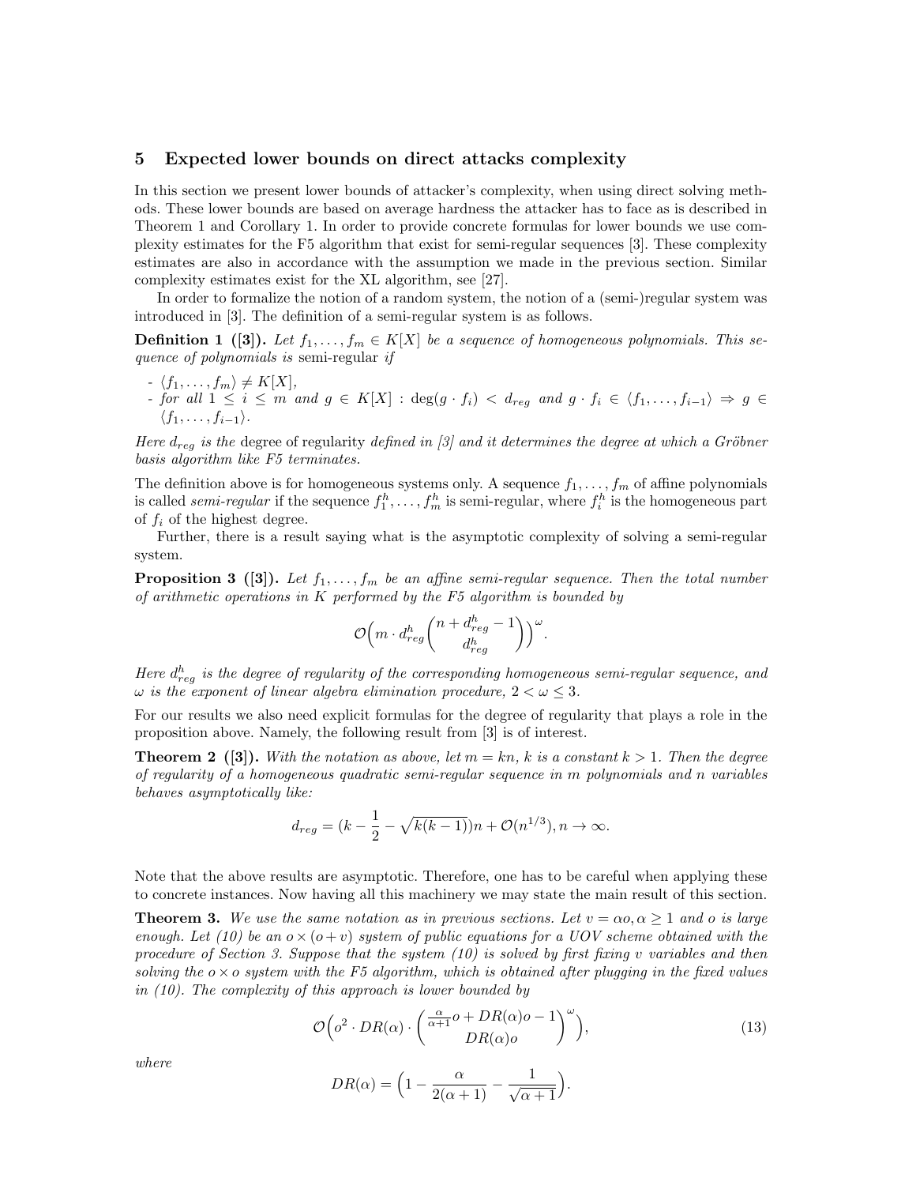## 5 Expected lower bounds on direct attacks complexity

In this section we present lower bounds of attacker's complexity, when using direct solving methods. These lower bounds are based on average hardness the attacker has to face as is described in Theorem 1 and Corollary 1. In order to provide concrete formulas for lower bounds we use complexity estimates for the F5 algorithm that exist for semi-regular sequences [3]. These complexity estimates are also in accordance with the assumption we made in the previous section. Similar complexity estimates exist for the XL algorithm, see [27].

In order to formalize the notion of a random system, the notion of a (semi-)regular system was introduced in [3]. The definition of a semi-regular system is as follows.

**Definition 1 ([3]).** *Let $f_1, \dots, f_m \in K[X]$ be a sequence of homogeneous polynomials. This sequence of polynomials is* semi-regular *if*

- *$\langle f_1, \dots, f_m \rangle \neq K[X]$,*
- *for all $1 \leq i \leq m$ and $g \in K[X]$ : $\deg(g \cdot f_i) < d_{reg}$ and $g \cdot f_i \in \langle f_1, \dots, f_{i-1} \rangle \Rightarrow g \in \langle f_1, \dots, f_{i-1} \rangle$.*

*Here $d_{reg}$ is the* degree of regularity *defined in [3] and it determines the degree at which a Gröbner basis algorithm like F5 terminates.*

The definition above is for homogeneous systems only. A sequence $f_1, \dots, f_m$ of affine polynomials is called *semi-regular* if the sequence $f_1^h, \dots, f_m^h$ is semi-regular, where $f_i^h$ is the homogeneous part of $f_i$ of the highest degree.

Further, there is a result saying what is the asymptotic complexity of solving a semi-regular system.

**Proposition 3 ([3]).** *Let $f_1, \dots, f_m$ be an affine semi-regular sequence. Then the total number of arithmetic operations in $K$ performed by the F5 algorithm is bounded by*

$$\mathcal{O}\Big(m \cdot d_{reg}^h \binom{n + d_{reg}^h - 1}{d_{reg}^h}\Big)^\omega.$$

*Here $d_{reg}^h$ is the degree of regularity of the corresponding homogeneous semi-regular sequence, and $\omega$ is the exponent of linear algebra elimination procedure, $2 < \omega \leq 3$.*

For our results we also need explicit formulas for the degree of regularity that plays a role in the proposition above. Namely, the following result from [3] is of interest.

**Theorem 2 ([3]).** *With the notation as above, let $m = kn$, $k$ is a constant $k > 1$. Then the degree of regularity of a homogeneous quadratic semi-regular sequence in $m$ polynomials and $n$ variables behaves asymptotically like:*

$$d_{reg} = (k - \frac{1}{2} - \sqrt{k(k-1)})n + \mathcal{O}(n^{1/3}), n \to \infty.$$

Note that the above results are asymptotic. Therefore, one has to be careful when applying these to concrete instances. Now having all this machinery we may state the main result of this section.

**Theorem 3.** *We use the same notation as in previous sections. Let $v = \alpha o, \alpha \geq 1$ and $o$ is large enough. Let (10) be an $o \times (o + v)$ system of public equations for a UOV scheme obtained with the procedure of Section 3. Suppose that the system (10) is solved by first fixing $v$ variables and then solving the $o \times o$ system with the F5 algorithm, which is obtained after plugging in the fixed values in (10). The complexity of this approach is lower bounded by*

$$\mathcal{O}\Big(o^2 \cdot DR(\alpha) \cdot \binom{\frac{\alpha}{\alpha+1}o + DR(\alpha)o - 1}{DR(\alpha)o}^\omega\Big), \tag{13}$$

*where*

$$DR(\alpha) = \Big(1 - \frac{\alpha}{2(\alpha+1)} - \frac{1}{\sqrt{\alpha+1}}\Big).$$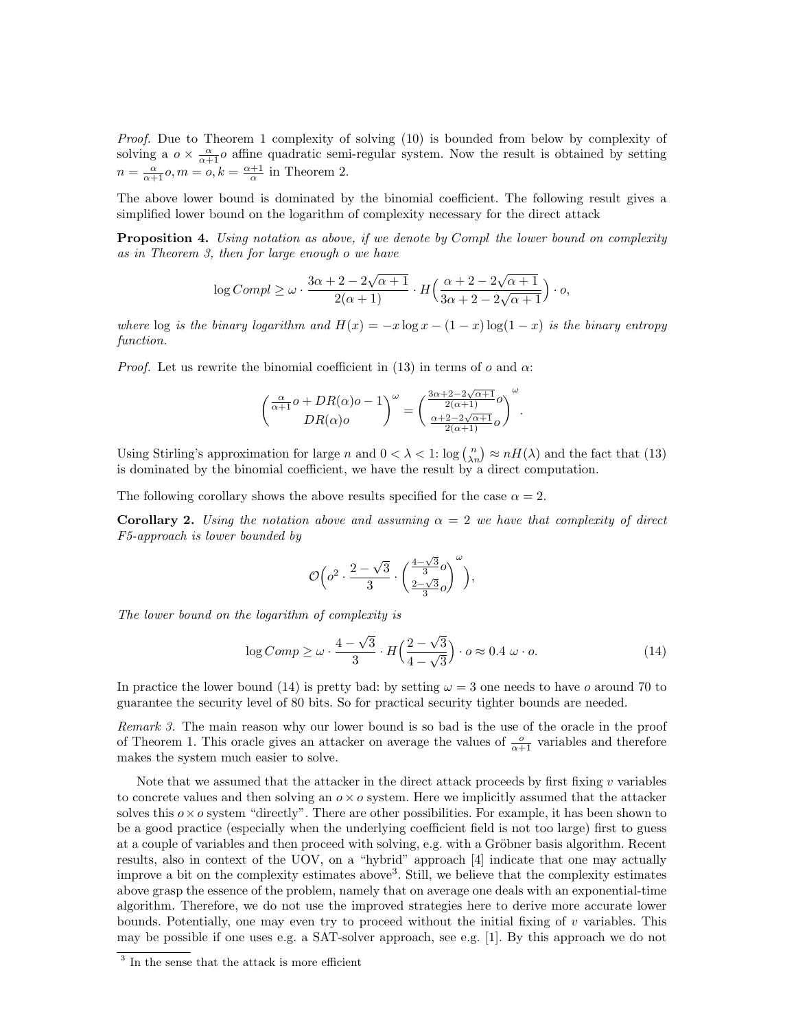*Proof.* Due to Theorem 1 complexity of solving (10) is bounded from below by complexity of solving a $o \times \frac{\alpha}{\alpha+1}o$ affine quadratic semi-regular system. Now the result is obtained by setting $n = \frac{\alpha}{\alpha+1}o, m = o, k = \frac{\alpha+1}{\alpha}$ in Theorem 2.

The above lower bound is dominated by the binomial coefficient. The following result gives a simplified lower bound on the logarithm of complexity necessary for the direct attack

**Proposition 4.** *Using notation as above, if we denote by Compl the lower bound on complexity as in Theorem 3, then for large enough o we have*

$$\log Compl \geq \omega \cdot \frac{3\alpha + 2 - 2\sqrt{\alpha+1}}{2(\alpha+1)} \cdot H\Big(\frac{\alpha + 2 - 2\sqrt{\alpha+1}}{3\alpha + 2 - 2\sqrt{\alpha+1}}\Big) \cdot o,$$

*where* $\log$ *is the binary logarithm and* $H(x) = -x\log x - (1-x)\log(1-x)$ *is the binary entropy function.*

*Proof.* Let us rewrite the binomial coefficient in (13) in terms of $o$ and $\alpha$:

$$\binom{\frac{\alpha}{\alpha+1}o + DR(\alpha)o - 1}{DR(\alpha)o}^{\omega} = \binom{\frac{3\alpha+2-2\sqrt{\alpha+1}}{2(\alpha+1)}o}{\frac{\alpha+2-2\sqrt{\alpha+1}}{2(\alpha+1)}o}^{\omega}.$$

Using Stirling's approximation for large $n$ and $0 < \lambda < 1$: $\log\binom{n}{\lambda n} \approx nH(\lambda)$ and the fact that (13) is dominated by the binomial coefficient, we have the result by a direct computation.

The following corollary shows the above results specified for the case $\alpha = 2$.

**Corollary 2.** *Using the notation above and assuming* $\alpha = 2$ *we have that complexity of direct F5-approach is lower bounded by*

$$\mathcal{O}\Big(o^2 \cdot \frac{2-\sqrt{3}}{3} \cdot \binom{\frac{4-\sqrt{3}}{3}o}{\frac{2-\sqrt{3}}{3}o}^{\omega}\Big),$$

*The lower bound on the logarithm of complexity is*

$$\log Comp \geq \omega \cdot \frac{4-\sqrt{3}}{3} \cdot H\Big(\frac{2-\sqrt{3}}{4-\sqrt{3}}\Big) \cdot o \approx 0.4\ \omega \cdot o. \tag{14}$$

In practice the lower bound (14) is pretty bad: by setting $\omega = 3$ one needs to have $o$ around 70 to guarantee the security level of 80 bits. So for practical security tighter bounds are needed.

*Remark 3.* The main reason why our lower bound is so bad is the use of the oracle in the proof of Theorem 1. This oracle gives an attacker on average the values of $\frac{o}{\alpha+1}$ variables and therefore makes the system much easier to solve.

Note that we assumed that the attacker in the direct attack proceeds by first fixing $v$ variables to concrete values and then solving an $o \times o$ system. Here we implicitly assumed that the attacker solves this $o \times o$ system "directly". There are other possibilities. For example, it has been shown to be a good practice (especially when the underlying coefficient field is not too large) first to guess at a couple of variables and then proceed with solving, e.g. with a Gröbner basis algorithm. Recent results, also in context of the UOV, on a "hybrid" approach [4] indicate that one may actually improve a bit on the complexity estimates above[3]. Still, we believe that the complexity estimates above grasp the essence of the problem, namely that on average one deals with an exponential-time algorithm. Therefore, we do not use the improved strategies here to derive more accurate lower bounds. Potentially, one may even try to proceed without the initial fixing of $v$ variables. This may be possible if one uses e.g. a SAT-solver approach, see e.g. [1]. By this approach we do not

[3] In the sense that the attack is more efficient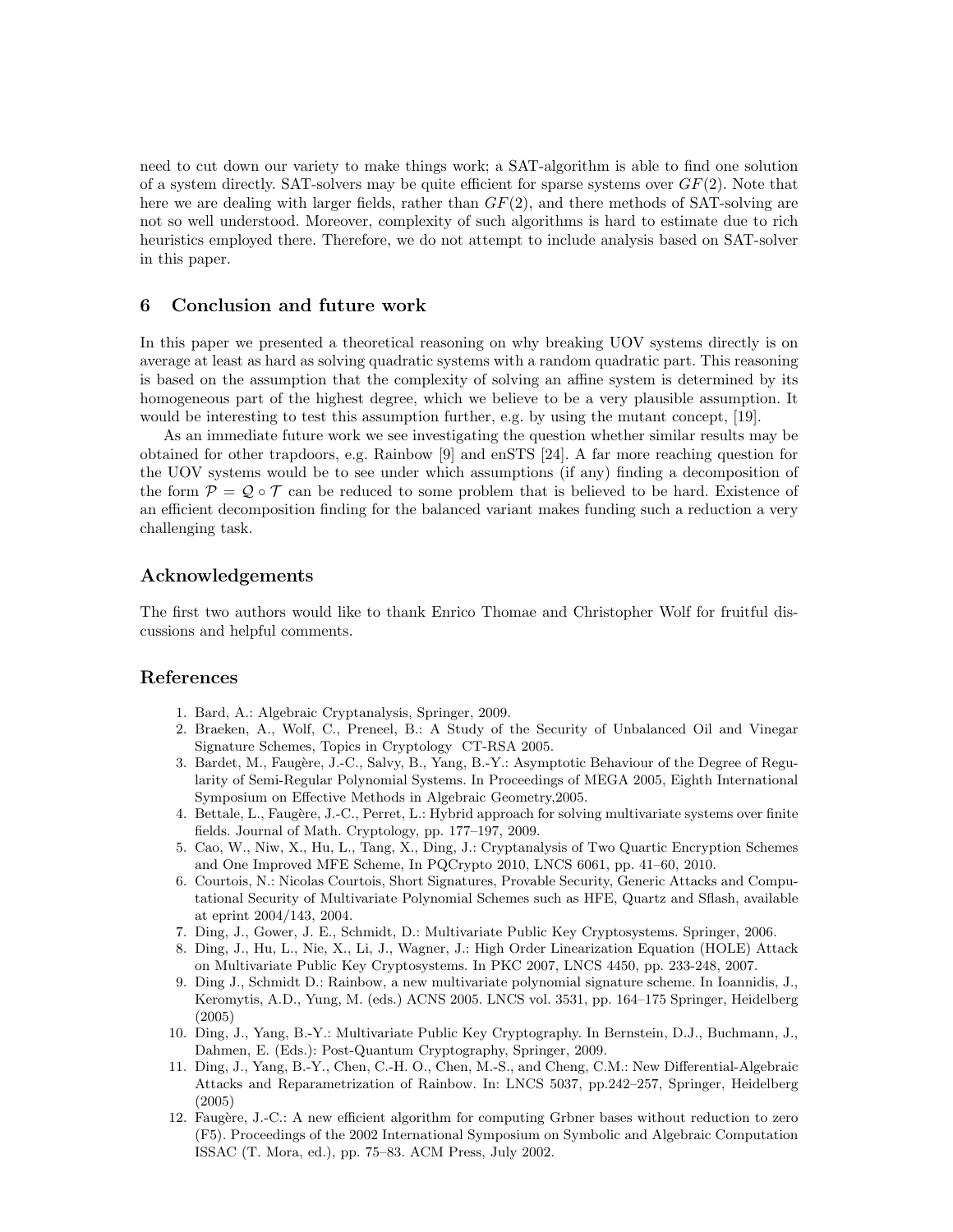need to cut down our variety to make things work; a SAT-algorithm is able to find one solution of a system directly. SAT-solvers may be quite efficient for sparse systems over $GF(2)$. Note that here we are dealing with larger fields, rather than $GF(2)$, and there methods of SAT-solving are not so well understood. Moreover, complexity of such algorithms is hard to estimate due to rich heuristics employed there. Therefore, we do not attempt to include analysis based on SAT-solver in this paper.

## 6 Conclusion and future work

In this paper we presented a theoretical reasoning on why breaking UOV systems directly is on average at least as hard as solving quadratic systems with a random quadratic part. This reasoning is based on the assumption that the complexity of solving an affine system is determined by its homogeneous part of the highest degree, which we believe to be a very plausible assumption. It would be interesting to test this assumption further, e.g. by using the mutant concept, [19].

As an immediate future work we see investigating the question whether similar results may be obtained for other trapdoors, e.g. Rainbow [9] and enSTS [24]. A far more reaching question for the UOV systems would be to see under which assumptions (if any) finding a decomposition of the form $\mathcal{P} = \mathcal{Q} \circ \mathcal{T}$ can be reduced to some problem that is believed to be hard. Existence of an efficient decomposition finding for the balanced variant makes funding such a reduction a very challenging task.

## Acknowledgements

The first two authors would like to thank Enrico Thomae and Christopher Wolf for fruitful discussions and helpful comments.

## References

1. Bard, A.: Algebraic Cryptanalysis, Springer, 2009.
2. Braeken, A., Wolf, C., Preneel, B.: A Study of the Security of Unbalanced Oil and Vinegar Signature Schemes, Topics in Cryptology CT-RSA 2005.
3. Bardet, M., Faugère, J.-C., Salvy, B., Yang, B.-Y.: Asymptotic Behaviour of the Degree of Regularity of Semi-Regular Polynomial Systems. In Proceedings of MEGA 2005, Eighth International Symposium on Effective Methods in Algebraic Geometry,2005.
4. Bettale, L., Faugère, J.-C., Perret, L.: Hybrid approach for solving multivariate systems over finite fields. Journal of Math. Cryptology, pp. 177–197, 2009.
5. Cao, W., Niw, X., Hu, L., Tang, X., Ding, J.: Cryptanalysis of Two Quartic Encryption Schemes and One Improved MFE Scheme, In PQCrypto 2010, LNCS 6061, pp. 41–60, 2010.
6. Courtois, N.: Nicolas Courtois, Short Signatures, Provable Security, Generic Attacks and Computational Security of Multivariate Polynomial Schemes such as HFE, Quartz and Sflash, available at eprint 2004/143, 2004.
7. Ding, J., Gower, J. E., Schmidt, D.: Multivariate Public Key Cryptosystems. Springer, 2006.
8. Ding, J., Hu, L., Nie, X., Li, J., Wagner, J.: High Order Linearization Equation (HOLE) Attack on Multivariate Public Key Cryptosystems. In PKC 2007, LNCS 4450, pp. 233-248, 2007.
9. Ding J., Schmidt D.: Rainbow, a new multivariate polynomial signature scheme. In Ioannidis, J., Keromytis, A.D., Yung, M. (eds.) ACNS 2005. LNCS vol. 3531, pp. 164–175 Springer, Heidelberg (2005)
10. Ding, J., Yang, B.-Y.: Multivariate Public Key Cryptography. In Bernstein, D.J., Buchmann, J., Dahmen, E. (Eds.): Post-Quantum Cryptography, Springer, 2009.
11. Ding, J., Yang, B.-Y., Chen, C.-H. O., Chen, M.-S., and Cheng, C.M.: New Differential-Algebraic Attacks and Reparametrization of Rainbow. In: LNCS 5037, pp.242–257, Springer, Heidelberg (2005)
12. Faugère, J.-C.: A new efficient algorithm for computing Grbner bases without reduction to zero (F5). Proceedings of the 2002 International Symposium on Symbolic and Algebraic Computation ISSAC (T. Mora, ed.), pp. 75–83. ACM Press, July 2002.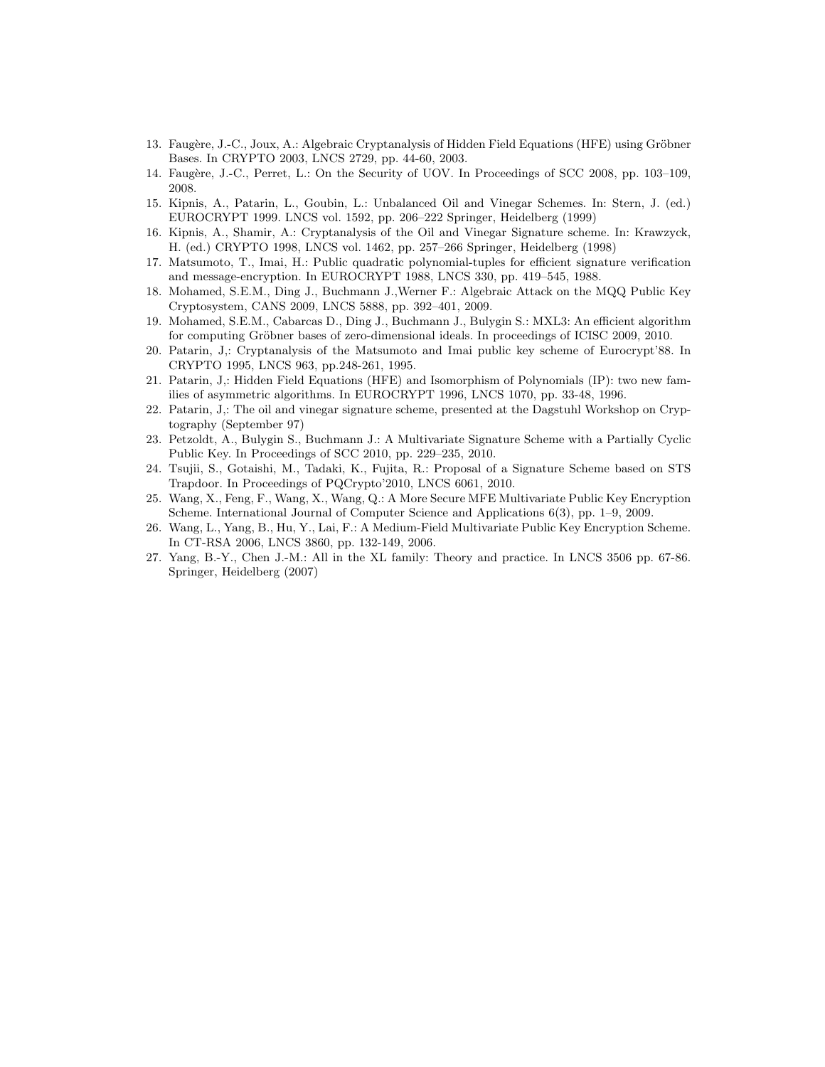13. Faugère, J.-C., Joux, A.: Algebraic Cryptanalysis of Hidden Field Equations (HFE) using Gröbner Bases. In CRYPTO 2003, LNCS 2729, pp. 44-60, 2003.
14. Faugère, J.-C., Perret, L.: On the Security of UOV. In Proceedings of SCC 2008, pp. 103–109, 2008.
15. Kipnis, A., Patarin, L., Goubin, L.: Unbalanced Oil and Vinegar Schemes. In: Stern, J. (ed.) EUROCRYPT 1999. LNCS vol. 1592, pp. 206–222 Springer, Heidelberg (1999)
16. Kipnis, A., Shamir, A.: Cryptanalysis of the Oil and Vinegar Signature scheme. In: Krawzyck, H. (ed.) CRYPTO 1998, LNCS vol. 1462, pp. 257–266 Springer, Heidelberg (1998)
17. Matsumoto, T., Imai, H.: Public quadratic polynomial-tuples for efficient signature verification and message-encryption. In EUROCRYPT 1988, LNCS 330, pp. 419–545, 1988.
18. Mohamed, S.E.M., Ding J., Buchmann J.,Werner F.: Algebraic Attack on the MQQ Public Key Cryptosystem, CANS 2009, LNCS 5888, pp. 392–401, 2009.
19. Mohamed, S.E.M., Cabarcas D., Ding J., Buchmann J., Bulygin S.: MXL3: An efficient algorithm for computing Gröbner bases of zero-dimensional ideals. In proceedings of ICISC 2009, 2010.
20. Patarin, J,: Cryptanalysis of the Matsumoto and Imai public key scheme of Eurocrypt'88. In CRYPTO 1995, LNCS 963, pp.248-261, 1995.
21. Patarin, J,: Hidden Field Equations (HFE) and Isomorphism of Polynomials (IP): two new families of asymmetric algorithms. In EUROCRYPT 1996, LNCS 1070, pp. 33-48, 1996.
22. Patarin, J,: The oil and vinegar signature scheme, presented at the Dagstuhl Workshop on Cryptography (September 97)
23. Petzoldt, A., Bulygin S., Buchmann J.: A Multivariate Signature Scheme with a Partially Cyclic Public Key. In Proceedings of SCC 2010, pp. 229–235, 2010.
24. Tsujii, S., Gotaishi, M., Tadaki, K., Fujita, R.: Proposal of a Signature Scheme based on STS Trapdoor. In Proceedings of PQCrypto'2010, LNCS 6061, 2010.
25. Wang, X., Feng, F., Wang, X., Wang, Q.: A More Secure MFE Multivariate Public Key Encryption Scheme. International Journal of Computer Science and Applications 6(3), pp. 1–9, 2009.
26. Wang, L., Yang, B., Hu, Y., Lai, F.: A Medium-Field Multivariate Public Key Encryption Scheme. In CT-RSA 2006, LNCS 3860, pp. 132-149, 2006.
27. Yang, B.-Y., Chen J.-M.: All in the XL family: Theory and practice. In LNCS 3506 pp. 67-86. Springer, Heidelberg (2007)